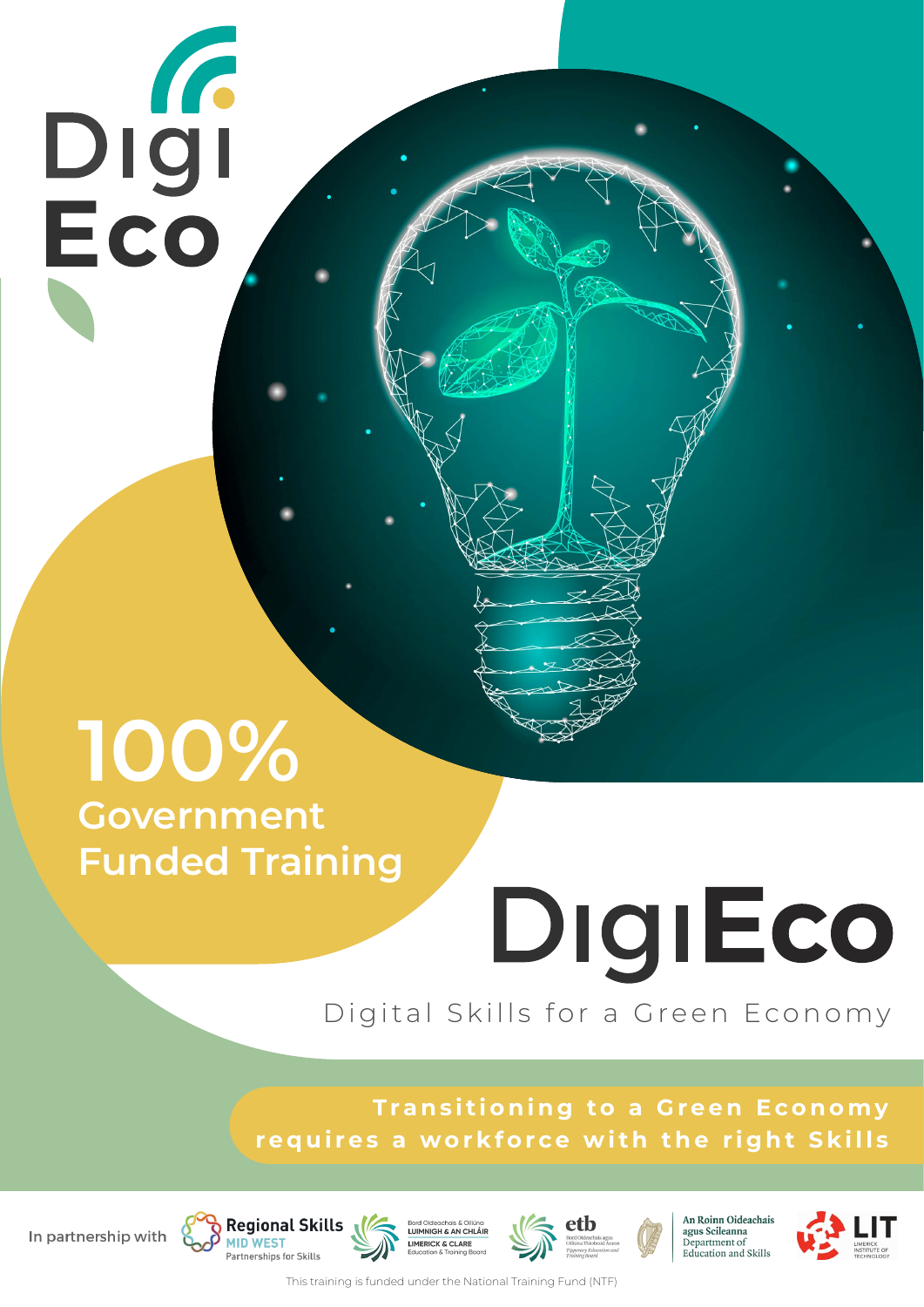# DigiEco

**100%**
**Government Funded Training**

# DigiEco

Digital Skills for a Green Economy

**Transitioning to a Green Economy requires a workforce with the right Skills**

In partnership with Regional Skills Mid West Partnerships for Skills, Bord Oideachais & Oiliúna Luimnigh & an Chláir / Limerick & Clare Education & Training Board, etb Bord Oideachais agus Oiliúna Thiobraid Árann / Tipperary Education and Training Board, An Roinn Oideachais agus Scileanna / Department of Education and Skills, LIT Limerick Institute of Technology

This training is funded under the National Training Fund (NTF)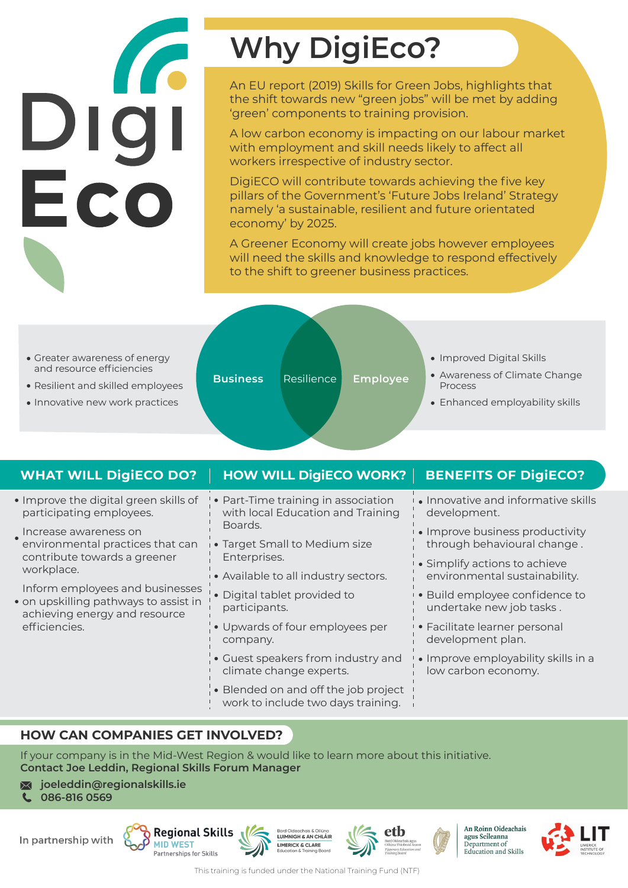# Digi Eco

## Why DigiEco?

An EU report (2019) Skills for Green Jobs, highlights that the shift towards new "green jobs" will be met by adding 'green' components to training provision.

A low carbon economy is impacting on our labour market with employment and skill needs likely to affect all workers irrespective of industry sector.

DigiECO will contribute towards achieving the five key pillars of the Government's 'Future Jobs Ireland' Strategy namely 'a sustainable, resilient and future orientated economy' by 2025.

A Greener Economy will create jobs however employees will need the skills and knowledge to respond effectively to the shift to greener business practices.

- Greater awareness of energy and resource efficiencies
- Resilient and skilled employees
- Innovative new work practices

Business | Resilience | Employee

- Improved Digital Skills
- Awareness of Climate Change Process
- Enhanced employability skills

## WHAT WILL DigiECO DO?

- Improve the digital green skills of participating employees.
- Increase awareness on environmental practices that can contribute towards a greener workplace.
- Inform employees and businesses on upskilling pathways to assist in achieving energy and resource efficiencies.

## HOW WILL DigiECO WORK?

- Part-Time training in association with local Education and Training Boards.
- Target Small to Medium size Enterprises.
- Available to all industry sectors.
- Digital tablet provided to participants.
- Upwards of four employees per company.
- Guest speakers from industry and climate change experts.
- Blended on and off the job project work to include two days training.

## BENEFITS OF DigiECO?

- Innovative and informative skills development.
- Improve business productivity through behavioural change .
- Simplify actions to achieve environmental sustainability.
- Build employee confidence to undertake new job tasks .
- Facilitate learner personal development plan.
- Improve employability skills in a low carbon economy.

## HOW CAN COMPANIES GET INVOLVED?

If your company is in the Mid-West Region & would like to learn more about this initiative.
**Contact Joe Leddin, Regional Skills Forum Manager**

**joeleddin@regionalskills.ie**
**086-816 0569**

In partnership with Regional Skills MID WEST Partnerships for Skills, Bord Oideachais & Oiliúna Luimnigh & an Chláir / Limerick & Clare Education & Training Board, etb Tipperary Education and Training Board, An Roinn Oideachais agus Scileanna / Department of Education and Skills, LIT Limerick Institute of Technology

This training is funded under the National Training Fund (NTF)